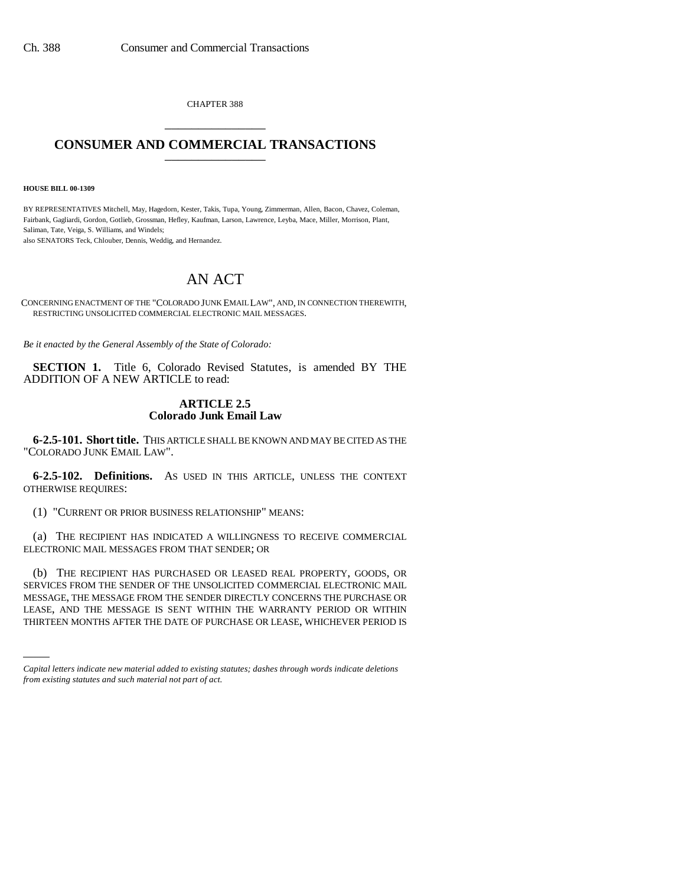CHAPTER 388

# CONSUMER AND COMMERCIAL TRANSACTIONS

**HOUSE BILL 00-1309**

BY REPRESENTATIVES Mitchell, May, Hagedorn, Kester, Takis, Tupa, Young, Zimmerman, Allen, Bacon, Chavez, Coleman, Fairbank, Gagliardi, Gordon, Gotlieb, Grossman, Hefley, Kaufman, Larson, Lawrence, Leyba, Mace, Miller, Morrison, Plant, Saliman, Tate, Veiga, S. Williams, and Windels;
also SENATORS Teck, Chlouber, Dennis, Weddig, and Hernandez.

# AN ACT

CONCERNING ENACTMENT OF THE "COLORADO JUNK EMAIL LAW", AND, IN CONNECTION THEREWITH, RESTRICTING UNSOLICITED COMMERCIAL ELECTRONIC MAIL MESSAGES.

*Be it enacted by the General Assembly of the State of Colorado:*

**SECTION 1.** Title 6, Colorado Revised Statutes, is amended BY THE ADDITION OF A NEW ARTICLE to read:

**ARTICLE 2.5**
**Colorado Junk Email Law**

**6-2.5-101. Short title.** THIS ARTICLE SHALL BE KNOWN AND MAY BE CITED AS THE "COLORADO JUNK EMAIL LAW".

**6-2.5-102. Definitions.** AS USED IN THIS ARTICLE, UNLESS THE CONTEXT OTHERWISE REQUIRES:

(1) "CURRENT OR PRIOR BUSINESS RELATIONSHIP" MEANS:

(a) THE RECIPIENT HAS INDICATED A WILLINGNESS TO RECEIVE COMMERCIAL ELECTRONIC MAIL MESSAGES FROM THAT SENDER; OR

(b) THE RECIPIENT HAS PURCHASED OR LEASED REAL PROPERTY, GOODS, OR SERVICES FROM THE SENDER OF THE UNSOLICITED COMMERCIAL ELECTRONIC MAIL MESSAGE, THE MESSAGE FROM THE SENDER DIRECTLY CONCERNS THE PURCHASE OR LEASE, AND THE MESSAGE IS SENT WITHIN THE WARRANTY PERIOD OR WITHIN THIRTEEN MONTHS AFTER THE DATE OF PURCHASE OR LEASE, WHICHEVER PERIOD IS

*Capital letters indicate new material added to existing statutes; dashes through words indicate deletions from existing statutes and such material not part of act.*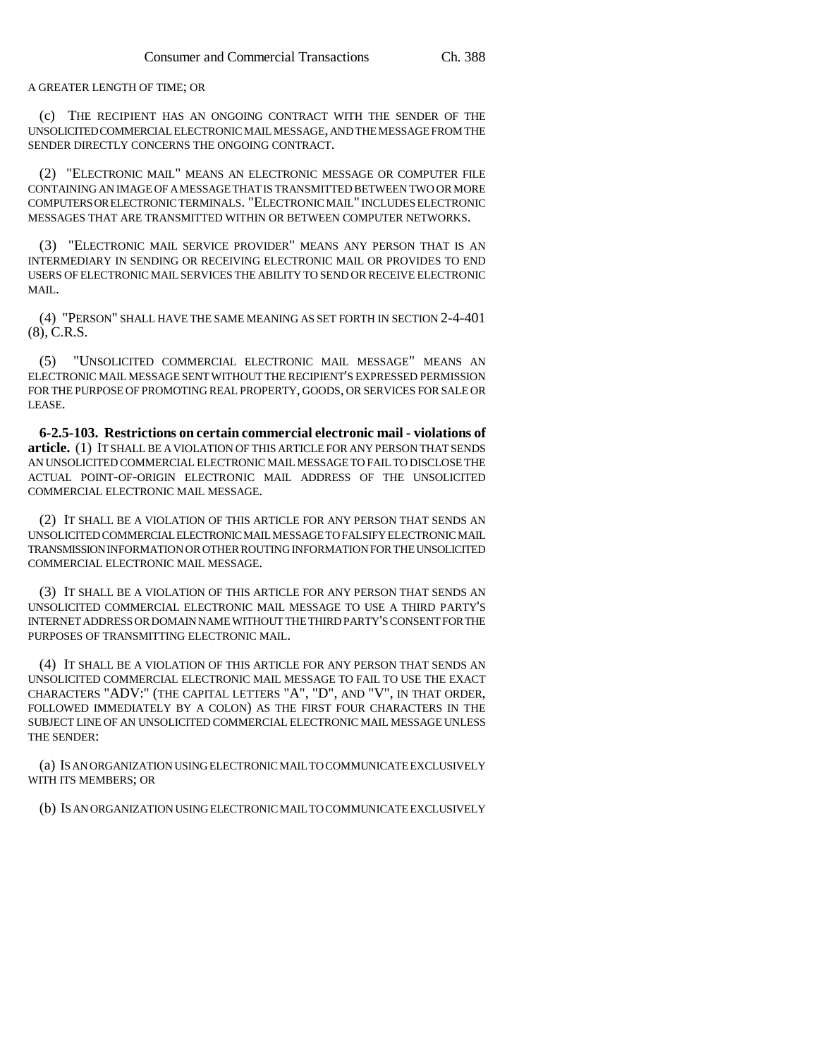A GREATER LENGTH OF TIME; OR

(c) THE RECIPIENT HAS AN ONGOING CONTRACT WITH THE SENDER OF THE UNSOLICITED COMMERCIAL ELECTRONIC MAIL MESSAGE, AND THE MESSAGE FROM THE SENDER DIRECTLY CONCERNS THE ONGOING CONTRACT.

(2) "ELECTRONIC MAIL" MEANS AN ELECTRONIC MESSAGE OR COMPUTER FILE CONTAINING AN IMAGE OF A MESSAGE THAT IS TRANSMITTED BETWEEN TWO OR MORE COMPUTERS OR ELECTRONIC TERMINALS. "ELECTRONIC MAIL" INCLUDES ELECTRONIC MESSAGES THAT ARE TRANSMITTED WITHIN OR BETWEEN COMPUTER NETWORKS.

(3) "ELECTRONIC MAIL SERVICE PROVIDER" MEANS ANY PERSON THAT IS AN INTERMEDIARY IN SENDING OR RECEIVING ELECTRONIC MAIL OR PROVIDES TO END USERS OF ELECTRONIC MAIL SERVICES THE ABILITY TO SEND OR RECEIVE ELECTRONIC MAIL.

(4) "PERSON" SHALL HAVE THE SAME MEANING AS SET FORTH IN SECTION 2-4-401 (8), C.R.S.

(5) "UNSOLICITED COMMERCIAL ELECTRONIC MAIL MESSAGE" MEANS AN ELECTRONIC MAIL MESSAGE SENT WITHOUT THE RECIPIENT'S EXPRESSED PERMISSION FOR THE PURPOSE OF PROMOTING REAL PROPERTY, GOODS, OR SERVICES FOR SALE OR LEASE.

**6-2.5-103. Restrictions on certain commercial electronic mail - violations of article.** (1) IT SHALL BE A VIOLATION OF THIS ARTICLE FOR ANY PERSON THAT SENDS AN UNSOLICITED COMMERCIAL ELECTRONIC MAIL MESSAGE TO FAIL TO DISCLOSE THE ACTUAL POINT-OF-ORIGIN ELECTRONIC MAIL ADDRESS OF THE UNSOLICITED COMMERCIAL ELECTRONIC MAIL MESSAGE.

(2) IT SHALL BE A VIOLATION OF THIS ARTICLE FOR ANY PERSON THAT SENDS AN UNSOLICITED COMMERCIAL ELECTRONIC MAIL MESSAGE TO FALSIFY ELECTRONIC MAIL TRANSMISSION INFORMATION OR OTHER ROUTING INFORMATION FOR THE UNSOLICITED COMMERCIAL ELECTRONIC MAIL MESSAGE.

(3) IT SHALL BE A VIOLATION OF THIS ARTICLE FOR ANY PERSON THAT SENDS AN UNSOLICITED COMMERCIAL ELECTRONIC MAIL MESSAGE TO USE A THIRD PARTY'S INTERNET ADDRESS OR DOMAIN NAME WITHOUT THE THIRD PARTY'S CONSENT FOR THE PURPOSES OF TRANSMITTING ELECTRONIC MAIL.

(4) IT SHALL BE A VIOLATION OF THIS ARTICLE FOR ANY PERSON THAT SENDS AN UNSOLICITED COMMERCIAL ELECTRONIC MAIL MESSAGE TO FAIL TO USE THE EXACT CHARACTERS "ADV:" (THE CAPITAL LETTERS "A", "D", AND "V", IN THAT ORDER, FOLLOWED IMMEDIATELY BY A COLON) AS THE FIRST FOUR CHARACTERS IN THE SUBJECT LINE OF AN UNSOLICITED COMMERCIAL ELECTRONIC MAIL MESSAGE UNLESS THE SENDER:

(a) IS AN ORGANIZATION USING ELECTRONIC MAIL TO COMMUNICATE EXCLUSIVELY WITH ITS MEMBERS; OR

(b) IS AN ORGANIZATION USING ELECTRONIC MAIL TO COMMUNICATE EXCLUSIVELY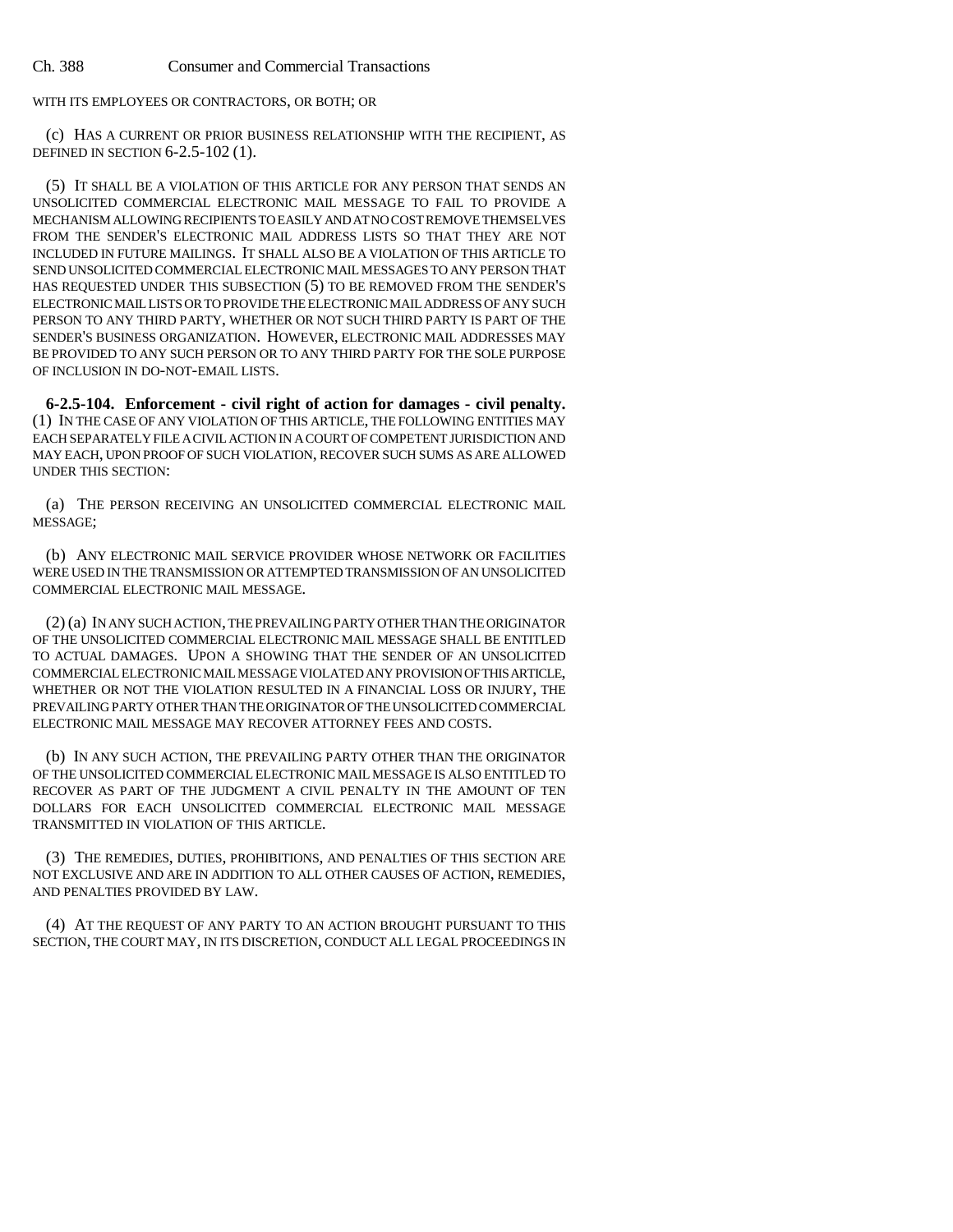WITH ITS EMPLOYEES OR CONTRACTORS, OR BOTH; OR

(c) HAS A CURRENT OR PRIOR BUSINESS RELATIONSHIP WITH THE RECIPIENT, AS DEFINED IN SECTION 6-2.5-102 (1).

(5) IT SHALL BE A VIOLATION OF THIS ARTICLE FOR ANY PERSON THAT SENDS AN UNSOLICITED COMMERCIAL ELECTRONIC MAIL MESSAGE TO FAIL TO PROVIDE A MECHANISM ALLOWING RECIPIENTS TO EASILY AND AT NO COST REMOVE THEMSELVES FROM THE SENDER'S ELECTRONIC MAIL ADDRESS LISTS SO THAT THEY ARE NOT INCLUDED IN FUTURE MAILINGS. IT SHALL ALSO BE A VIOLATION OF THIS ARTICLE TO SEND UNSOLICITED COMMERCIAL ELECTRONIC MAIL MESSAGES TO ANY PERSON THAT HAS REQUESTED UNDER THIS SUBSECTION (5) TO BE REMOVED FROM THE SENDER'S ELECTRONIC MAIL LISTS OR TO PROVIDE THE ELECTRONIC MAIL ADDRESS OF ANY SUCH PERSON TO ANY THIRD PARTY, WHETHER OR NOT SUCH THIRD PARTY IS PART OF THE SENDER'S BUSINESS ORGANIZATION. HOWEVER, ELECTRONIC MAIL ADDRESSES MAY BE PROVIDED TO ANY SUCH PERSON OR TO ANY THIRD PARTY FOR THE SOLE PURPOSE OF INCLUSION IN DO-NOT-EMAIL LISTS.

**6-2.5-104. Enforcement - civil right of action for damages - civil penalty.** (1) IN THE CASE OF ANY VIOLATION OF THIS ARTICLE, THE FOLLOWING ENTITIES MAY EACH SEPARATELY FILE A CIVIL ACTION IN A COURT OF COMPETENT JURISDICTION AND MAY EACH, UPON PROOF OF SUCH VIOLATION, RECOVER SUCH SUMS AS ARE ALLOWED UNDER THIS SECTION:

(a) THE PERSON RECEIVING AN UNSOLICITED COMMERCIAL ELECTRONIC MAIL MESSAGE;

(b) ANY ELECTRONIC MAIL SERVICE PROVIDER WHOSE NETWORK OR FACILITIES WERE USED IN THE TRANSMISSION OR ATTEMPTED TRANSMISSION OF AN UNSOLICITED COMMERCIAL ELECTRONIC MAIL MESSAGE.

(2) (a) IN ANY SUCH ACTION, THE PREVAILING PARTY OTHER THAN THE ORIGINATOR OF THE UNSOLICITED COMMERCIAL ELECTRONIC MAIL MESSAGE SHALL BE ENTITLED TO ACTUAL DAMAGES. UPON A SHOWING THAT THE SENDER OF AN UNSOLICITED COMMERCIAL ELECTRONIC MAIL MESSAGE VIOLATED ANY PROVISION OF THIS ARTICLE, WHETHER OR NOT THE VIOLATION RESULTED IN A FINANCIAL LOSS OR INJURY, THE PREVAILING PARTY OTHER THAN THE ORIGINATOR OF THE UNSOLICITED COMMERCIAL ELECTRONIC MAIL MESSAGE MAY RECOVER ATTORNEY FEES AND COSTS.

(b) IN ANY SUCH ACTION, THE PREVAILING PARTY OTHER THAN THE ORIGINATOR OF THE UNSOLICITED COMMERCIAL ELECTRONIC MAIL MESSAGE IS ALSO ENTITLED TO RECOVER AS PART OF THE JUDGMENT A CIVIL PENALTY IN THE AMOUNT OF TEN DOLLARS FOR EACH UNSOLICITED COMMERCIAL ELECTRONIC MAIL MESSAGE TRANSMITTED IN VIOLATION OF THIS ARTICLE.

(3) THE REMEDIES, DUTIES, PROHIBITIONS, AND PENALTIES OF THIS SECTION ARE NOT EXCLUSIVE AND ARE IN ADDITION TO ALL OTHER CAUSES OF ACTION, REMEDIES, AND PENALTIES PROVIDED BY LAW.

(4) AT THE REQUEST OF ANY PARTY TO AN ACTION BROUGHT PURSUANT TO THIS SECTION, THE COURT MAY, IN ITS DISCRETION, CONDUCT ALL LEGAL PROCEEDINGS IN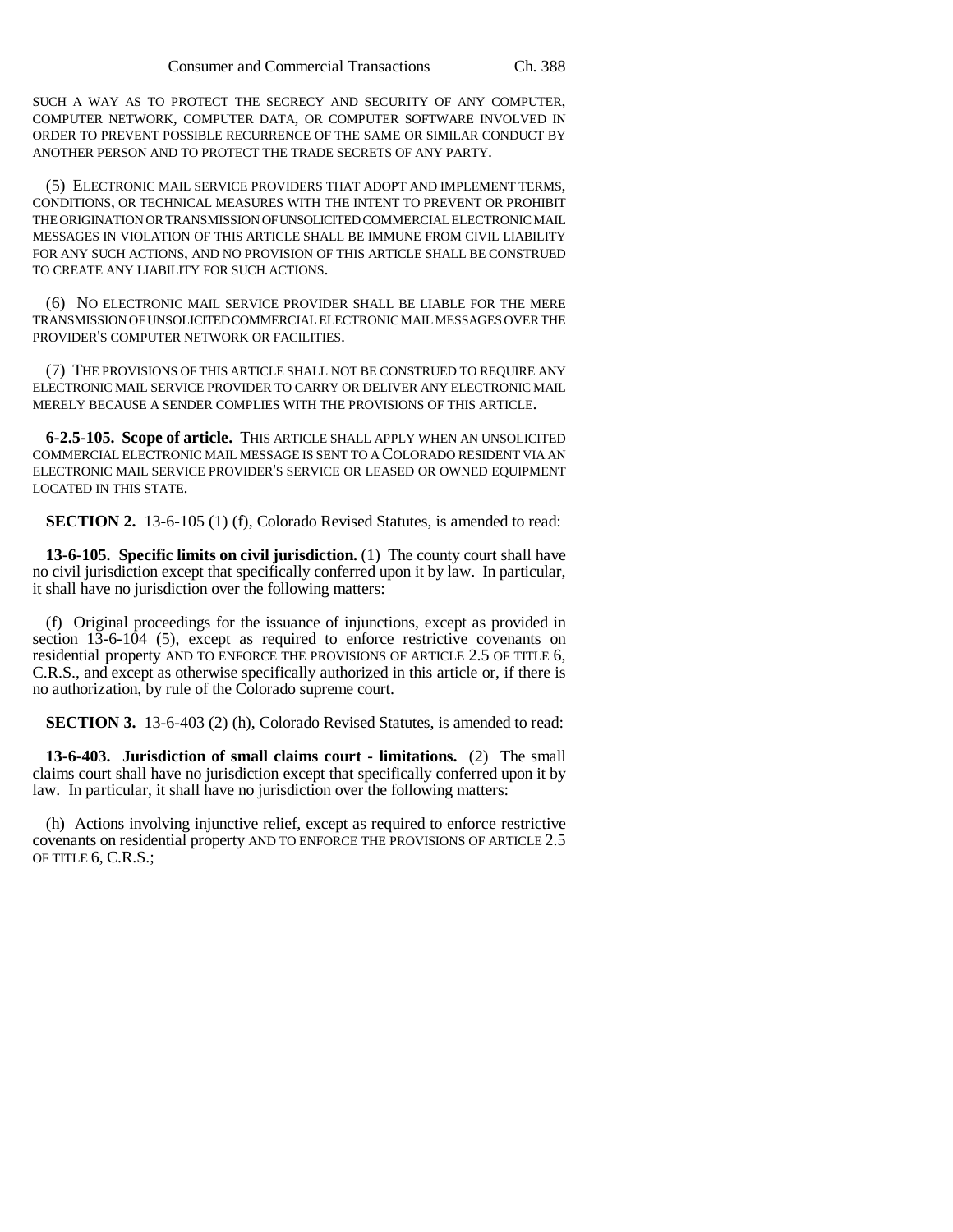SUCH A WAY AS TO PROTECT THE SECRECY AND SECURITY OF ANY COMPUTER, COMPUTER NETWORK, COMPUTER DATA, OR COMPUTER SOFTWARE INVOLVED IN ORDER TO PREVENT POSSIBLE RECURRENCE OF THE SAME OR SIMILAR CONDUCT BY ANOTHER PERSON AND TO PROTECT THE TRADE SECRETS OF ANY PARTY.

(5) ELECTRONIC MAIL SERVICE PROVIDERS THAT ADOPT AND IMPLEMENT TERMS, CONDITIONS, OR TECHNICAL MEASURES WITH THE INTENT TO PREVENT OR PROHIBIT THE ORIGINATION OR TRANSMISSION OF UNSOLICITED COMMERCIAL ELECTRONIC MAIL MESSAGES IN VIOLATION OF THIS ARTICLE SHALL BE IMMUNE FROM CIVIL LIABILITY FOR ANY SUCH ACTIONS, AND NO PROVISION OF THIS ARTICLE SHALL BE CONSTRUED TO CREATE ANY LIABILITY FOR SUCH ACTIONS.

(6) NO ELECTRONIC MAIL SERVICE PROVIDER SHALL BE LIABLE FOR THE MERE TRANSMISSION OF UNSOLICITED COMMERCIAL ELECTRONIC MAIL MESSAGES OVER THE PROVIDER'S COMPUTER NETWORK OR FACILITIES.

(7) THE PROVISIONS OF THIS ARTICLE SHALL NOT BE CONSTRUED TO REQUIRE ANY ELECTRONIC MAIL SERVICE PROVIDER TO CARRY OR DELIVER ANY ELECTRONIC MAIL MERELY BECAUSE A SENDER COMPLIES WITH THE PROVISIONS OF THIS ARTICLE.

**6-2.5-105. Scope of article.** THIS ARTICLE SHALL APPLY WHEN AN UNSOLICITED COMMERCIAL ELECTRONIC MAIL MESSAGE IS SENT TO A COLORADO RESIDENT VIA AN ELECTRONIC MAIL SERVICE PROVIDER'S SERVICE OR LEASED OR OWNED EQUIPMENT LOCATED IN THIS STATE.

**SECTION 2.** 13-6-105 (1) (f), Colorado Revised Statutes, is amended to read:

**13-6-105. Specific limits on civil jurisdiction.** (1) The county court shall have no civil jurisdiction except that specifically conferred upon it by law. In particular, it shall have no jurisdiction over the following matters:

(f) Original proceedings for the issuance of injunctions, except as provided in section 13-6-104 (5), except as required to enforce restrictive covenants on residential property AND TO ENFORCE THE PROVISIONS OF ARTICLE 2.5 OF TITLE 6, C.R.S., and except as otherwise specifically authorized in this article or, if there is no authorization, by rule of the Colorado supreme court.

**SECTION 3.** 13-6-403 (2) (h), Colorado Revised Statutes, is amended to read:

**13-6-403. Jurisdiction of small claims court - limitations.** (2) The small claims court shall have no jurisdiction except that specifically conferred upon it by law. In particular, it shall have no jurisdiction over the following matters:

(h) Actions involving injunctive relief, except as required to enforce restrictive covenants on residential property AND TO ENFORCE THE PROVISIONS OF ARTICLE 2.5 OF TITLE 6, C.R.S.;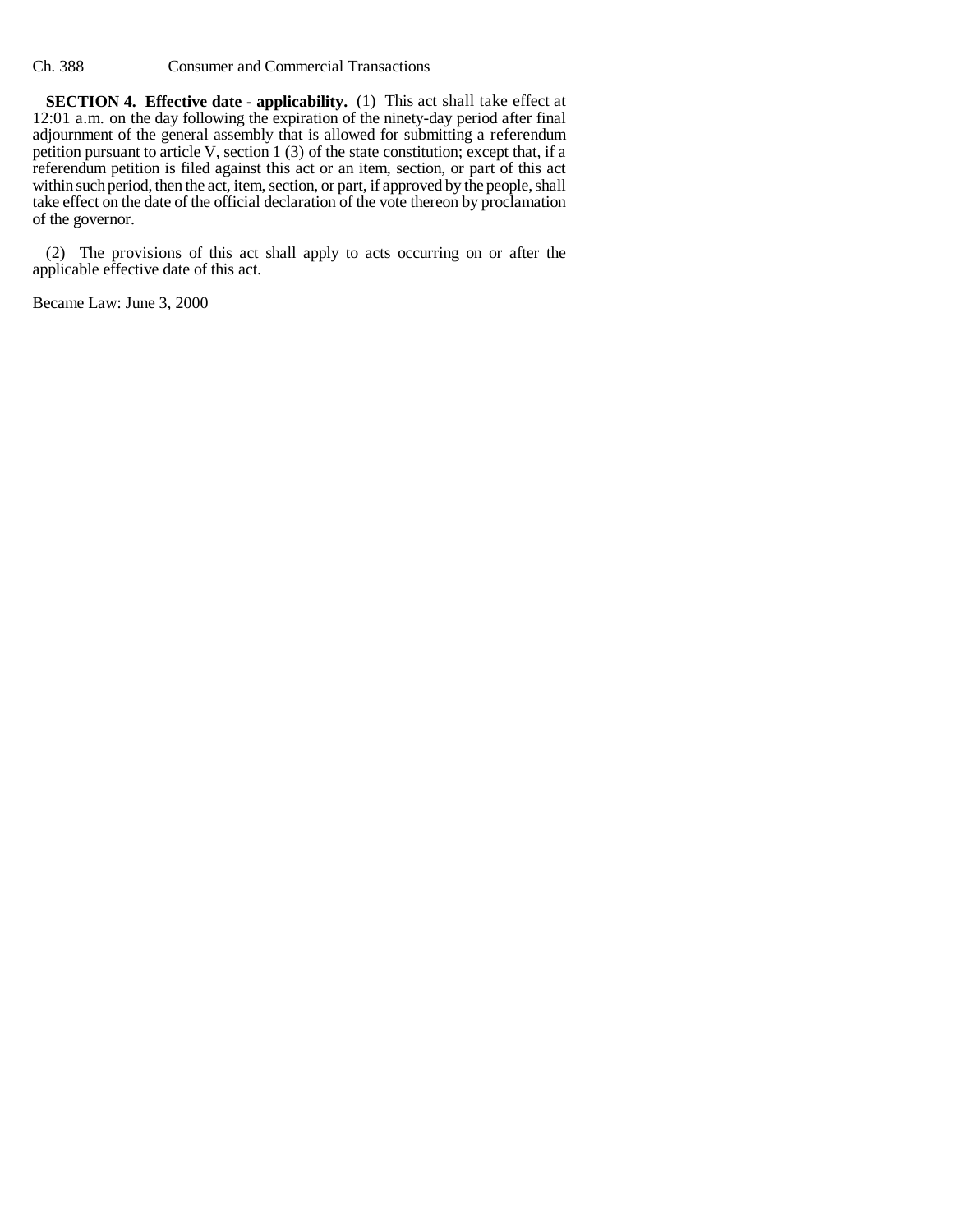**SECTION 4. Effective date - applicability.** (1) This act shall take effect at 12:01 a.m. on the day following the expiration of the ninety-day period after final adjournment of the general assembly that is allowed for submitting a referendum petition pursuant to article V, section 1 (3) of the state constitution; except that, if a referendum petition is filed against this act or an item, section, or part of this act within such period, then the act, item, section, or part, if approved by the people, shall take effect on the date of the official declaration of the vote thereon by proclamation of the governor.

(2) The provisions of this act shall apply to acts occurring on or after the applicable effective date of this act.

Became Law: June 3, 2000